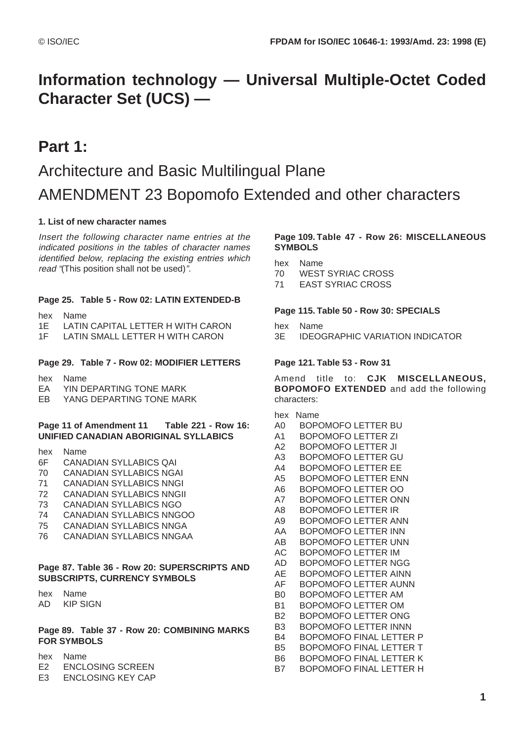# Information technology — Universal Multiple-Octet Coded Character Set (UCS) —

# Part 1:

## Architecture and Basic Multilingual Plane

## AMENDMENT 23 Bopomofo Extended and other characters

### 1. List of new character names

*Insert the following character name entries at the indicated positions in the tables of character names identified below, replacing the existing entries which read "*(This position shall not be used)*".*

#### Page 25. Table 5 - Row 02: LATIN EXTENDED-B

| hex | Name |
|---|---|
| 1E | LATIN CAPITAL LETTER H WITH CARON |
| 1F | LATIN SMALL LETTER H WITH CARON |

#### Page 29. Table 7 - Row 02: MODIFIER LETTERS

| hex | Name |
|---|---|
| EA | YIN DEPARTING TONE MARK |
| EB | YANG DEPARTING TONE MARK |

#### Page 11 of Amendment 11 Table 221 - Row 16: UNIFIED CANADIAN ABORIGINAL SYLLABICS

| hex | Name |
|---|---|
| 6F | CANADIAN SYLLABICS QAI |
| 70 | CANADIAN SYLLABICS NGAI |
| 71 | CANADIAN SYLLABICS NNGI |
| 72 | CANADIAN SYLLABICS NNGII |
| 73 | CANADIAN SYLLABICS NGO |
| 74 | CANADIAN SYLLABICS NNGOO |
| 75 | CANADIAN SYLLABICS NNGA |
| 76 | CANADIAN SYLLABICS NNGAA |

#### Page 87. Table 36 - Row 20: SUPERSCRIPTS AND SUBSCRIPTS, CURRENCY SYMBOLS

| hex | Name |
|---|---|
| AD | KIP SIGN |

#### Page 89. Table 37 - Row 20: COMBINING MARKS FOR SYMBOLS

| hex | Name |
|---|---|
| E2 | ENCLOSING SCREEN |
| E3 | ENCLOSING KEY CAP |

#### Page 109. Table 47 - Row 26: MISCELLANEOUS SYMBOLS

| hex | Name |
|---|---|
| 70 | WEST SYRIAC CROSS |
| 71 | EAST SYRIAC CROSS |

#### Page 115. Table 50 - Row 30: SPECIALS

| hex | Name |
|---|---|
| 3E | IDEOGRAPHIC VARIATION INDICATOR |

#### Page 121. Table 53 - Row 31

Amend title to: **CJK MISCELLANEOUS, BOPOMOFO EXTENDED** and add the following characters:

| hex | Name |
|---|---|
| A0 | BOPOMOFO LETTER BU |
| A1 | BOPOMOFO LETTER ZI |
| A2 | BOPOMOFO LETTER JI |
| A3 | BOPOMOFO LETTER GU |
| A4 | BOPOMOFO LETTER EE |
| A5 | BOPOMOFO LETTER ENN |
| A6 | BOPOMOFO LETTER OO |
| A7 | BOPOMOFO LETTER ONN |
| A8 | BOPOMOFO LETTER IR |
| A9 | BOPOMOFO LETTER ANN |
| AA | BOPOMOFO LETTER INN |
| AB | BOPOMOFO LETTER UNN |
| AC | BOPOMOFO LETTER IM |
| AD | BOPOMOFO LETTER NGG |
| AE | BOPOMOFO LETTER AINN |
| AF | BOPOMOFO LETTER AUNN |
| B0 | BOPOMOFO LETTER AM |
| B1 | BOPOMOFO LETTER OM |
| B2 | BOPOMOFO LETTER ONG |
| B3 | BOPOMOFO LETTER INNN |
| B4 | BOPOMOFO FINAL LETTER P |
| B5 | BOPOMOFO FINAL LETTER T |
| B6 | BOPOMOFO FINAL LETTER K |
| B7 | BOPOMOFO FINAL LETTER H |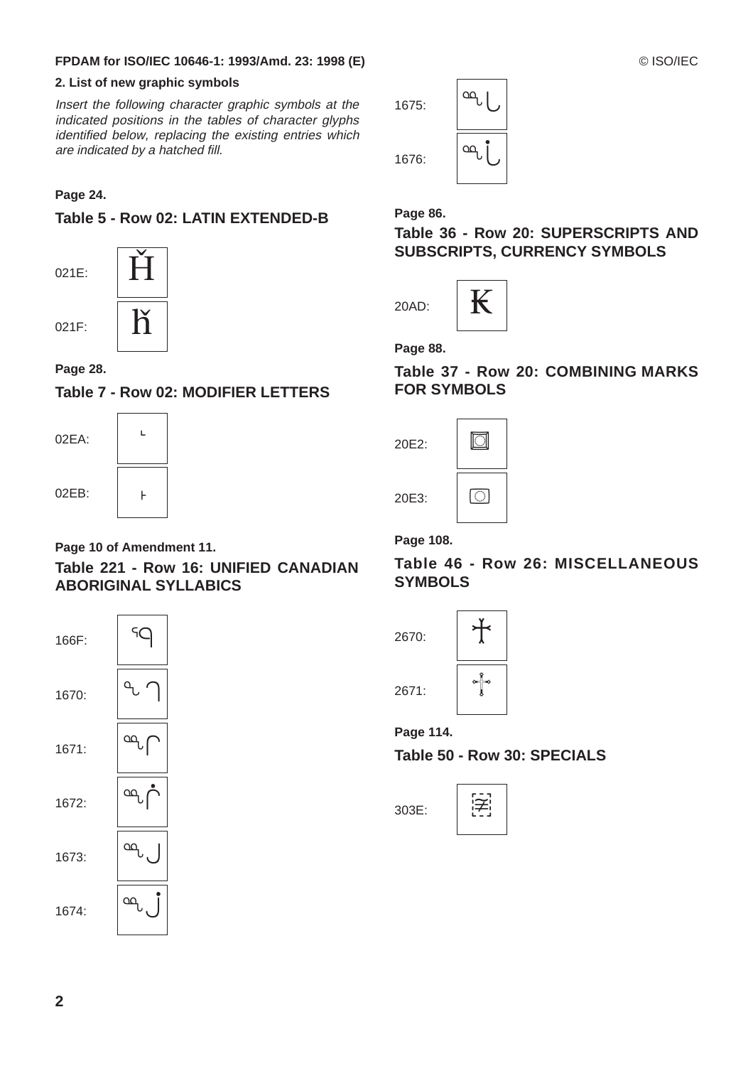## 2. List of new graphic symbols

*Insert the following character graphic symbols at the indicated positions in the tables of character glyphs identified below, replacing the existing entries which are indicated by a hatched fill.*

**Page 24.**

### Table 5 - Row 02: LATIN EXTENDED-B

021E: Ȟ

021F: ȟ

**Page 28.**

### Table 7 - Row 02: MODIFIER LETTERS

02EA: ˪

02EB: ˫

**Page 10 of Amendment 11.**

### Table 221 - Row 16: UNIFIED CANADIAN ABORIGINAL SYLLABICS

166F: ᙯ

1670: ᙰ

1671: ᙱ

1672: ᙲ

1673: ᙳ

1674: ᙴ

1675: ᙵ

1676: ᙶ

**Page 86.**

### Table 36 - Row 20: SUPERSCRIPTS AND SUBSCRIPTS, CURRENCY SYMBOLS

20AD: ₭

**Page 88.**

### Table 37 - Row 20: COMBINING MARKS FOR SYMBOLS

20E2: ⃢

20E3: ⃣

**Page 108.**

### Table 46 - Row 26: MISCELLANEOUS SYMBOLS

2670: ♰

2671: ♱

**Page 114.**

### Table 50 - Row 30: SPECIALS

303E: 〾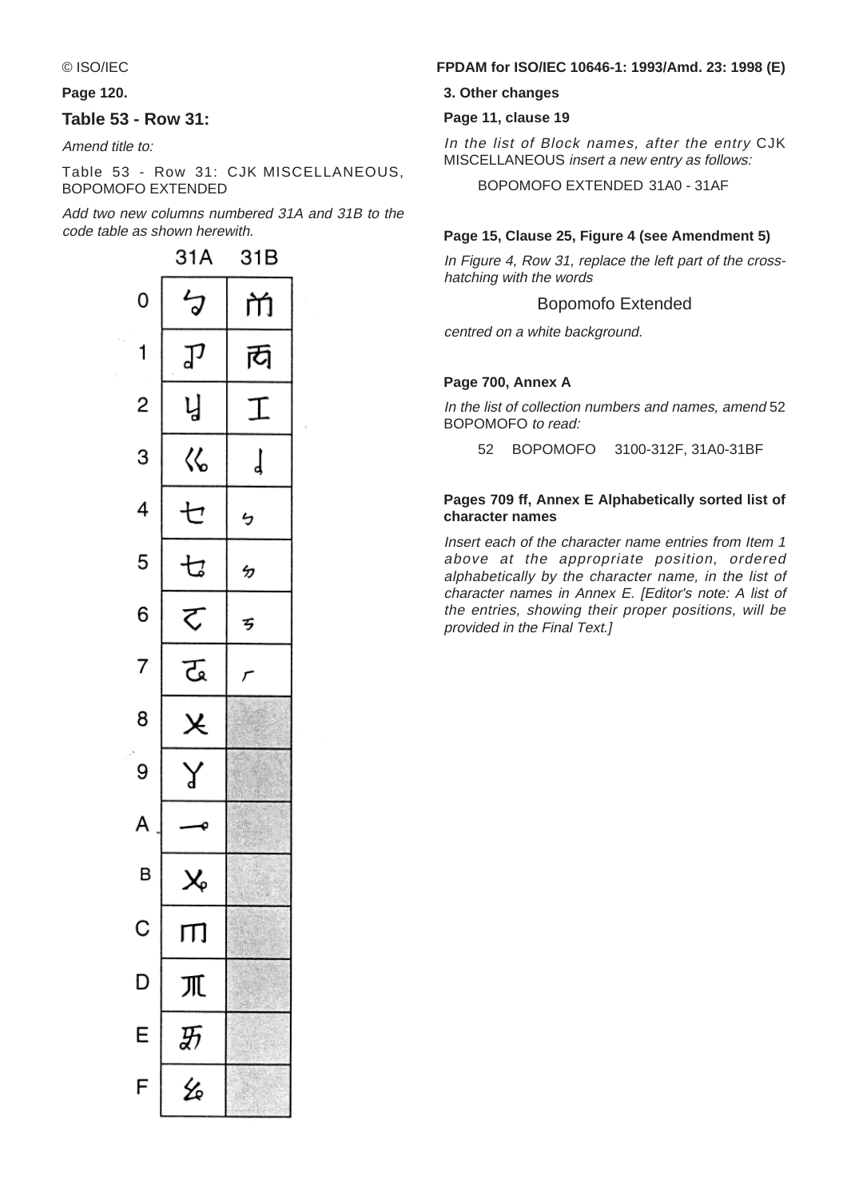**Page 120.**

### Table 53 - Row 31:

*Amend title to:*

Table 53 - Row 31: CJK MISCELLANEOUS, BOPOMOFO EXTENDED

*Add two new columns numbered 31A and 31B to the code table as shown herewith.*

| | 31A | 31B |
|---|---|---|
| 0 | ㆠ | ㆰ |
| 1 | ㆡ | ㆱ |
| 2 | ㆢ | ㆲ |
| 3 | ㆣ | ㆳ |
| 4 | ㆤ | ㆴ |
| 5 | ㆥ | ㆵ |
| 6 | ㆦ | ㆶ |
| 7 | ㆧ | ㆷ |
| 8 | ㆨ | |
| 9 | ㆩ | |
| A | ㆪ | |
| B | ㆫ | |
| C | ㆬ | |
| D | ㆭ | |
| E | ㆮ | |
| F | ㆯ | |

**3. Other changes**

**Page 11, clause 19**

*In the list of Block names, after the entry* CJK MISCELLANEOUS *insert a new entry as follows:*

BOPOMOFO EXTENDED 31A0 - 31AF

**Page 15, Clause 25, Figure 4 (see Amendment 5)**

*In Figure 4, Row 31, replace the left part of the cross-hatching with the words*

Bopomofo Extended

*centred on a white background.*

**Page 700, Annex A**

*In the list of collection numbers and names, amend* 52 BOPOMOFO *to read:*

52 BOPOMOFO 3100-312F, 31A0-31BF

**Pages 709 ff, Annex E Alphabetically sorted list of character names**

*Insert each of the character name entries from Item 1 above at the appropriate position, ordered alphabetically by the character name, in the list of character names in Annex E. [Editor's note: A list of the entries, showing their proper positions, will be provided in the Final Text.]*